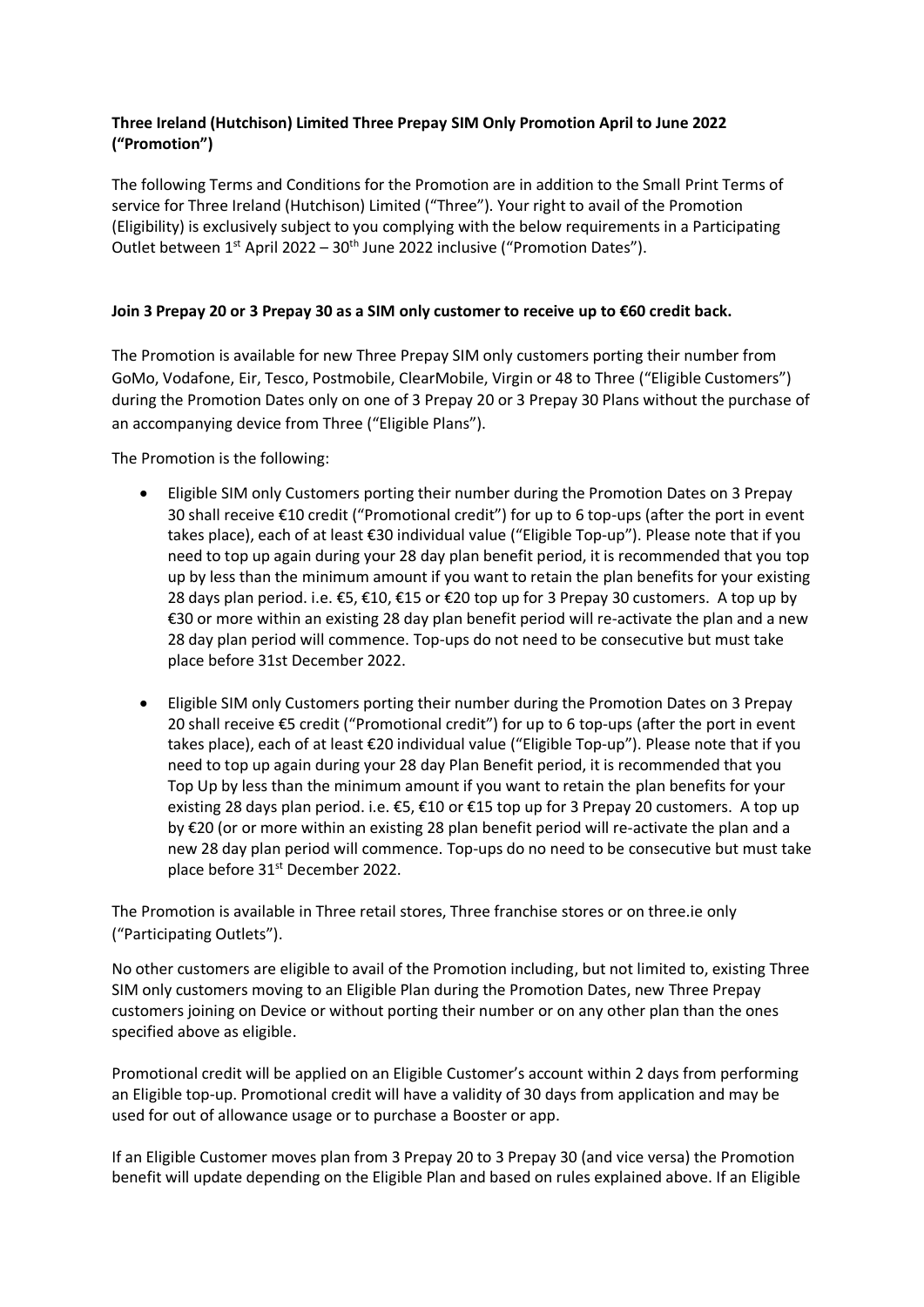**Three Ireland (Hutchison) Limited Three Prepay SIM Only Promotion April to June 2022 ("Promotion")**

The following Terms and Conditions for the Promotion are in addition to the Small Print Terms of service for Three Ireland (Hutchison) Limited ("Three"). Your right to avail of the Promotion (Eligibility) is exclusively subject to you complying with the below requirements in a Participating Outlet between 1st April 2022 – 30th June 2022 inclusive ("Promotion Dates").

**Join 3 Prepay 20 or 3 Prepay 30 as a SIM only customer to receive up to €60 credit back.**

The Promotion is available for new Three Prepay SIM only customers porting their number from GoMo, Vodafone, Eir, Tesco, Postmobile, ClearMobile, Virgin or 48 to Three ("Eligible Customers") during the Promotion Dates only on one of 3 Prepay 20 or 3 Prepay 30 Plans without the purchase of an accompanying device from Three ("Eligible Plans").

The Promotion is the following:

- Eligible SIM only Customers porting their number during the Promotion Dates on 3 Prepay 30 shall receive €10 credit ("Promotional credit") for up to 6 top-ups (after the port in event takes place), each of at least €30 individual value ("Eligible Top-up"). Please note that if you need to top up again during your 28 day plan benefit period, it is recommended that you top up by less than the minimum amount if you want to retain the plan benefits for your existing 28 days plan period. i.e. €5, €10, €15 or €20 top up for 3 Prepay 30 customers. A top up by €30 or more within an existing 28 day plan benefit period will re-activate the plan and a new 28 day plan period will commence. Top-ups do not need to be consecutive but must take place before 31st December 2022.
- Eligible SIM only Customers porting their number during the Promotion Dates on 3 Prepay 20 shall receive €5 credit ("Promotional credit") for up to 6 top-ups (after the port in event takes place), each of at least €20 individual value ("Eligible Top-up"). Please note that if you need to top up again during your 28 day Plan Benefit period, it is recommended that you Top Up by less than the minimum amount if you want to retain the plan benefits for your existing 28 days plan period. i.e. €5, €10 or €15 top up for 3 Prepay 20 customers. A top up by €20 (or or more within an existing 28 plan benefit period will re-activate the plan and a new 28 day plan period will commence. Top-ups do no need to be consecutive but must take place before 31st December 2022.

The Promotion is available in Three retail stores, Three franchise stores or on three.ie only ("Participating Outlets").

No other customers are eligible to avail of the Promotion including, but not limited to, existing Three SIM only customers moving to an Eligible Plan during the Promotion Dates, new Three Prepay customers joining on Device or without porting their number or on any other plan than the ones specified above as eligible.

Promotional credit will be applied on an Eligible Customer's account within 2 days from performing an Eligible top-up. Promotional credit will have a validity of 30 days from application and may be used for out of allowance usage or to purchase a Booster or app.

If an Eligible Customer moves plan from 3 Prepay 20 to 3 Prepay 30 (and vice versa) the Promotion benefit will update depending on the Eligible Plan and based on rules explained above. If an Eligible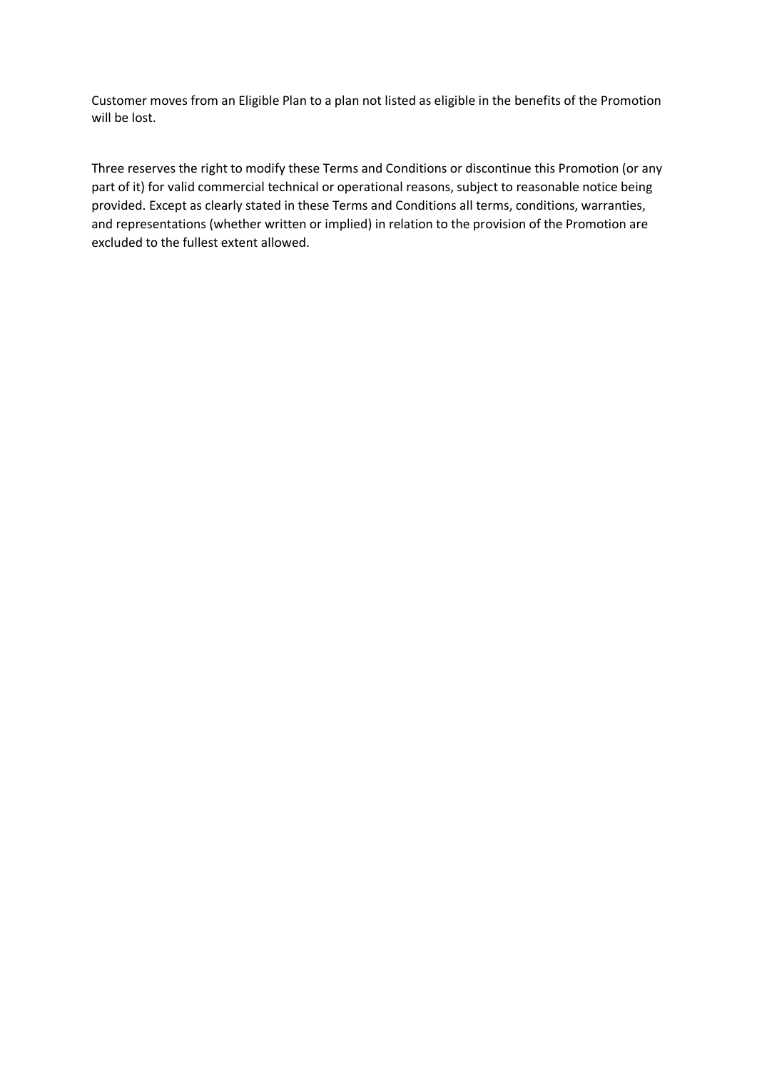Customer moves from an Eligible Plan to a plan not listed as eligible in the benefits of the Promotion will be lost.

Three reserves the right to modify these Terms and Conditions or discontinue this Promotion (or any part of it) for valid commercial technical or operational reasons, subject to reasonable notice being provided. Except as clearly stated in these Terms and Conditions all terms, conditions, warranties, and representations (whether written or implied) in relation to the provision of the Promotion are excluded to the fullest extent allowed.